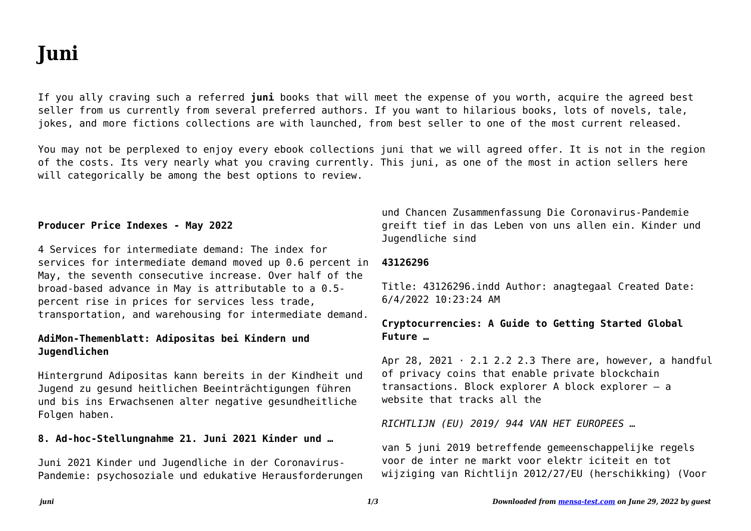# Juni

If you ally craving such a referred **juni** books that will meet the expense of you worth, acquire the agreed best seller from us currently from several preferred authors. If you want to hilarious books, lots of novels, tale, jokes, and more fictions collections are with launched, from best seller to one of the most current released.

You may not be perplexed to enjoy every ebook collections juni that we will agreed offer. It is not in the region of the costs. Its very nearly what you craving currently. This juni, as one of the most in action sellers here will categorically be among the best options to review.

**Producer Price Indexes - May 2022**

4 Services for intermediate demand: The index for services for intermediate demand moved up 0.6 percent in May, the seventh consecutive increase. Over half of the broad-based advance in May is attributable to a 0.5-percent rise in prices for services less trade, transportation, and warehousing for intermediate demand.

**AdiMon-Themenblatt: Adipositas bei Kindern und Jugendlichen**

Hintergrund Adipositas kann bereits in der Kindheit und Jugend zu gesund heitlichen Beeinträchtigungen führen und bis ins Erwachsenen alter negative gesundheitliche Folgen haben.

**8. Ad-hoc-Stellungnahme 21. Juni 2021 Kinder und …**

Juni 2021 Kinder und Jugendliche in der Coronavirus-Pandemie: psychosoziale und edukative Herausforderungen und Chancen Zusammenfassung Die Coronavirus-Pandemie greift tief in das Leben von uns allen ein. Kinder und Jugendliche sind

**43126296**

Title: 43126296.indd Author: anagtegaal Created Date: 6/4/2022 10:23:24 AM

**Cryptocurrencies: A Guide to Getting Started Global Future …**

Apr 28, 2021 · 2.1 2.2 2.3 There are, however, a handful of privacy coins that enable private blockchain transactions. Block explorer A block explorer – a website that tracks all the

*RICHTLIJN (EU) 2019/ 944 VAN HET EUROPEES …*

van 5 juni 2019 betreffende gemeenschappelijke regels voor de inter ne markt voor elektr iciteit en tot wijziging van Richtlijn 2012/27/EU (herschikking) (Voor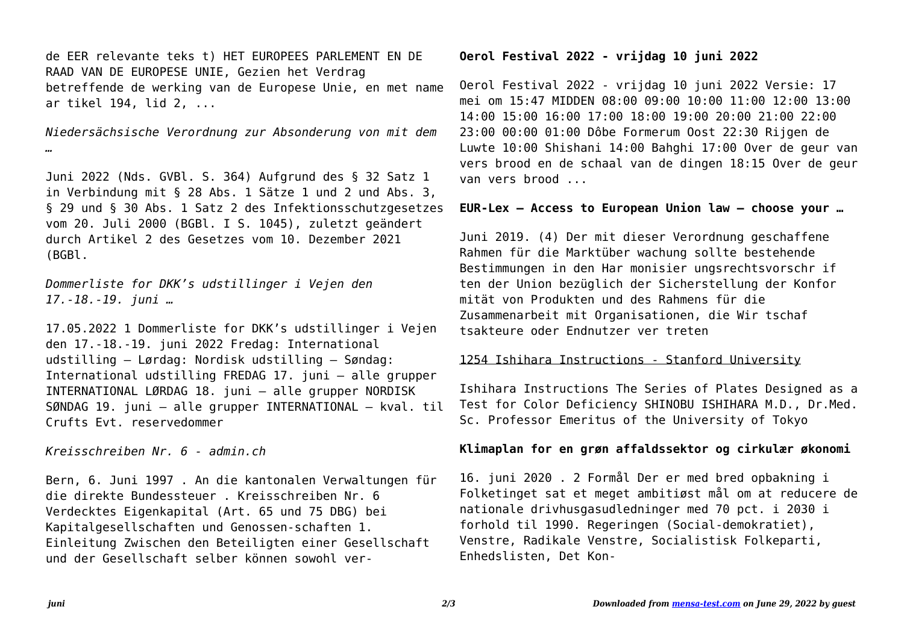de EER relevante teks t) HET EUROPEES PARLEMENT EN DE RAAD VAN DE EUROPESE UNIE, Gezien het Verdrag betreffende de werking van de Europese Unie, en met name ar tikel 194, lid 2, ...

*Niedersächsische Verordnung zur Absonderung von mit dem …*

Juni 2022 (Nds. GVBl. S. 364) Aufgrund des § 32 Satz 1 in Verbindung mit § 28 Abs. 1 Sätze 1 und 2 und Abs. 3, § 29 und § 30 Abs. 1 Satz 2 des Infektionsschutzgesetzes vom 20. Juli 2000 (BGBl. I S. 1045), zuletzt geändert durch Artikel 2 des Gesetzes vom 10. Dezember 2021 (BGBl.

*Dommerliste for DKK's udstillinger i Vejen den 17.-18.-19. juni …*

17.05.2022 1 Dommerliste for DKK's udstillinger i Vejen den 17.-18.-19. juni 2022 Fredag: International udstilling – Lørdag: Nordisk udstilling – Søndag: International udstilling FREDAG 17. juni – alle grupper INTERNATIONAL LØRDAG 18. juni – alle grupper NORDISK SØNDAG 19. juni – alle grupper INTERNATIONAL – kval. til Crufts Evt. reservedommer

*Kreisschreiben Nr. 6 - admin.ch*

Bern, 6. Juni 1997 . An die kantonalen Verwaltungen für die direkte Bundessteuer . Kreisschreiben Nr. 6 Verdecktes Eigenkapital (Art. 65 und 75 DBG) bei Kapitalgesellschaften und Genossen-schaften 1. Einleitung Zwischen den Beteiligten einer Gesellschaft und der Gesellschaft selber können sowohl ver-

**Oerol Festival 2022 - vrijdag 10 juni 2022**

Oerol Festival 2022 - vrijdag 10 juni 2022 Versie: 17 mei om 15:47 MIDDEN 08:00 09:00 10:00 11:00 12:00 13:00 14:00 15:00 16:00 17:00 18:00 19:00 20:00 21:00 22:00 23:00 00:00 01:00 Dôbe Formerum Oost 22:30 Rijgen de Luwte 10:00 Shishani 14:00 Bahghi 17:00 Over de geur van vers brood en de schaal van de dingen 18:15 Over de geur van vers brood ...

**EUR-Lex — Access to European Union law — choose your …**

Juni 2019. (4) Der mit dieser Verordnung geschaffene Rahmen für die Marktüber wachung sollte bestehende Bestimmungen in den Har monisier ungsrechtsvorschr if ten der Union bezüglich der Sicherstellung der Konfor mität von Produkten und des Rahmens für die Zusammenarbeit mit Organisationen, die Wir tschaf tsakteure oder Endnutzer ver treten

1254 Ishihara Instructions - Stanford University

Ishihara Instructions The Series of Plates Designed as a Test for Color Deficiency SHINOBU ISHIHARA M.D., Dr.Med. Sc. Professor Emeritus of the University of Tokyo

**Klimaplan for en grøn affaldssektor og cirkulær økonomi**

16. juni 2020 . 2 Formål Der er med bred opbakning i Folketinget sat et meget ambitiøst mål om at reducere de nationale drivhusgasudledninger med 70 pct. i 2030 i forhold til 1990. Regeringen (Social-demokratiet), Venstre, Radikale Venstre, Socialistisk Folkeparti, Enhedslisten, Det Kon-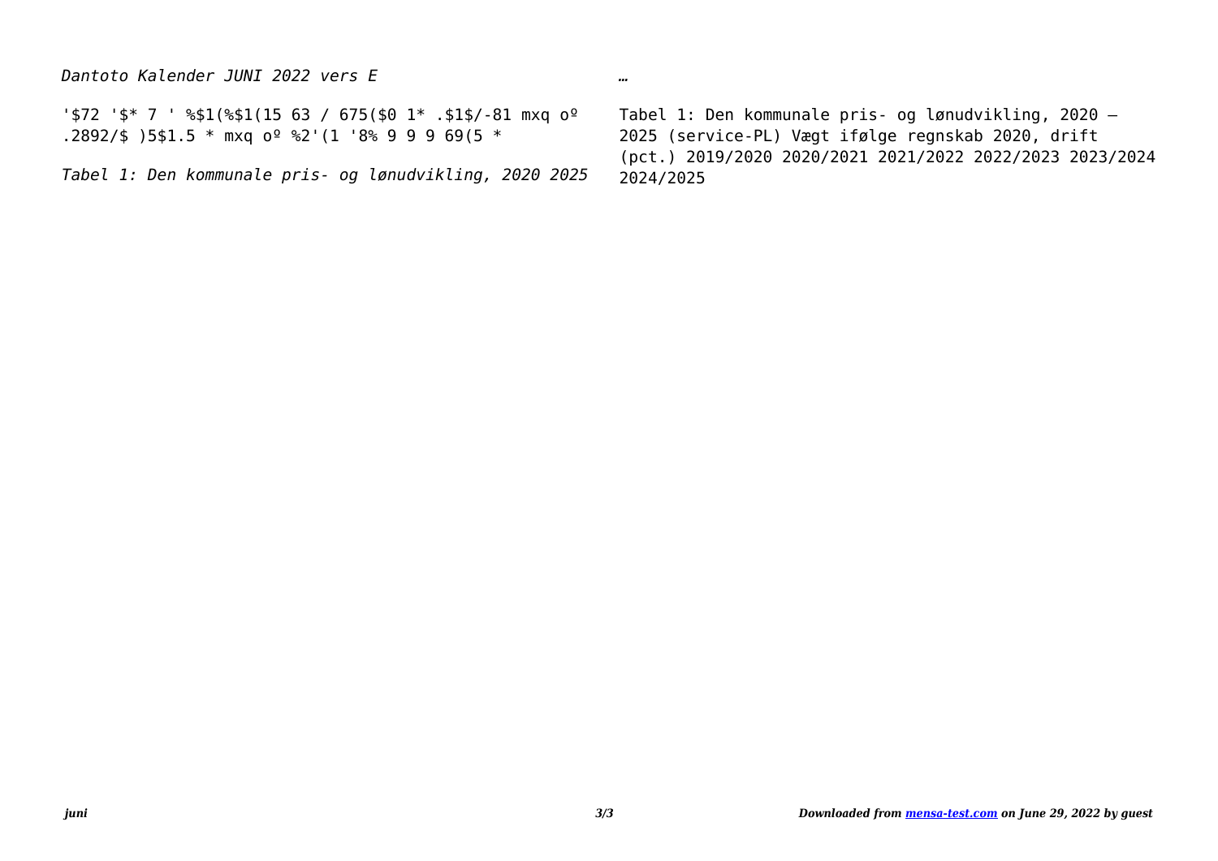*Dantoto Kalender JUNI 2022 vers E*

'$72 '$* 7 ' %$1(%$1(15 63 / 675($0 1* .$1$/-81 mxq oº .2892/$ )5$1.5 * mxq oº %2'(1 '8% 9 9 9 69(5 *

*Tabel 1: Den kommunale pris- og lønudvikling, 2020 2025*

*…*

Tabel 1: Den kommunale pris- og lønudvikling, 2020 – 2025 (service-PL) Vægt ifølge regnskab 2020, drift (pct.) 2019/2020 2020/2021 2021/2022 2022/2023 2023/2024 2024/2025